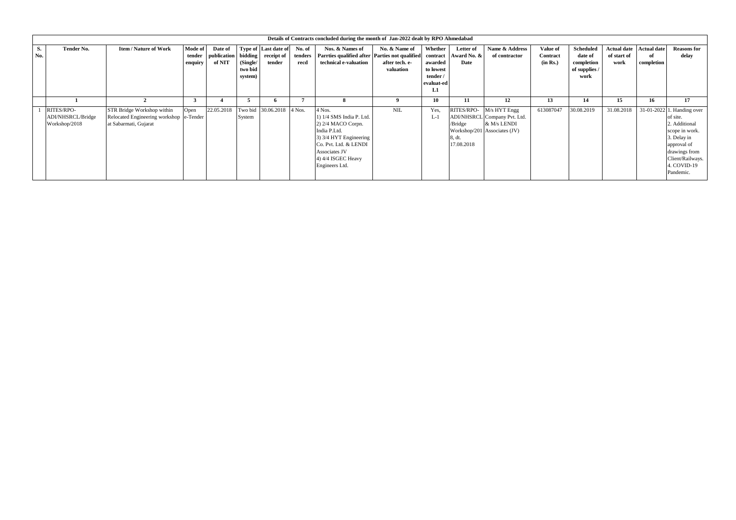**Details of Contracts concluded during the month of Jan-2022 dealt by RPO Ahmedabad**

| S. No. | Tender No. | Item / Nature of Work | Mode of tender enquiry | Date of publication of NIT | Type of bidding (Single/ two bid system) | Last date of receipt of tender | No. of tenders recd | Nos. & Names of Parrties qualified after technical e-valuation | No. & Name of Parties not qualified after tech. e-valuation | Whether contract awarded to lowest tender / evaluat-ed L1 | Letter of Award No. & Date | Name & Address of contractor | Value of Contract (in Rs.) | Scheduled date of completion of supplies / work | Actual date of start of work | Actual date of completion | Reasons for delay |
|---|---|---|---|---|---|---|---|---|---|---|---|---|---|---|---|---|---|
| | 1 | 2 | 3 | 4 | 5 | 6 | 7 | 8 | 9 | 10 | 11 | 12 | 13 | 14 | 15 | 16 | 17 |
| 1 | RITES/RPO-ADI/NHSRCL/Bridge Workshop/2018 | STR Bridge Workshop within Relocated Engineering workshop at Sabarmati, Gujarat | Open e-Tender | 22.05.2018 | Two bid System | 30.06.2018 | 4 Nos. | 4 Nos.<br>1) 1/4 SMS India P. Ltd.<br>2) 2/4 MACO Corpn. India P.Ltd.<br>3) 3/4 HYT Engineering Co. Pvt. Ltd. & LENDI Associates JV<br>4) 4/4 ISGEC Heavy Engineers Ltd. | NIL | Yes, L-1 | RITES/RPO-ADI/NHSRCL/Bridge Workshop/2018, dt. 17.08.2018 | M/s HYT Engg Company Pvt. Ltd. & M/s LENDI Associates (JV) | 613087047 | 30.08.2019 | 31.08.2018 | 31-01-2022 | 1. Handing over of site.<br>2. Additional scope in work.<br>3. Delay in approval of drawings from Client/Railways.<br>4. COVID-19 Pandemic. |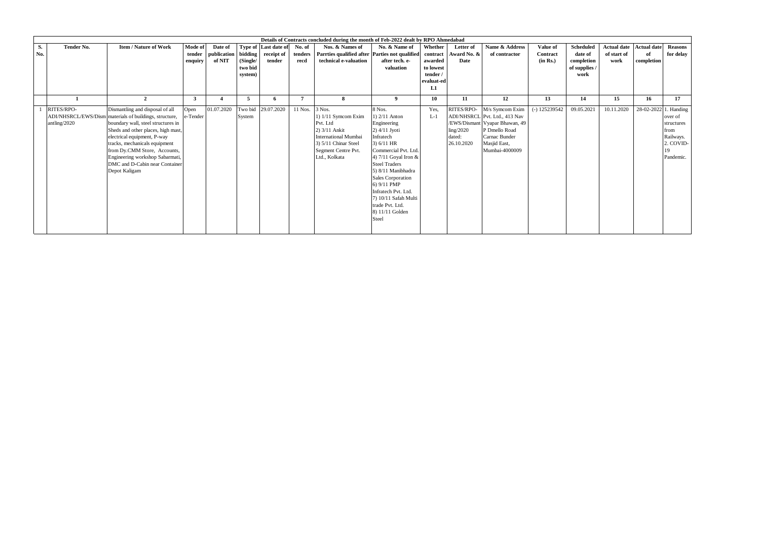| Details of Contracts concluded during the month of Feb-2022 dealt by RPO Ahmedabad | | | | | | | | | | | | | | | | |
|---|---|---|---|---|---|---|---|---|---|---|---|---|---|---|---|---|
| S. No. | Tender No. | Item / Nature of Work | Mode of tender enquiry | Date of publication of NIT | Type of bidding (Single/ two bid system) | Last date of receipt of tender | No. of tenders recd | Nos. & Names of Parrties qualified after technical e-valuation | No. & Name of Parties not qualified after tech. e-valuation | Whether contract awarded to lowest tender / evaluat-ed L1 | Letter of Award No. & Date | Name & Address of contractor | Value of Contract (in Rs.) | Scheduled date of completion of supplies / work | Actual date of start of work | Actual date of completion | Reasons for delay |
| | 1 | 2 | 3 | 4 | 5 | 6 | 7 | 8 | 9 | 10 | 11 | 12 | 13 | 14 | 15 | 16 | 17 |
| 1 | RITES/RPO-ADI/NHSRCL/EWS/Dismantling/2020 | Dismantling and disposal of all materials of buildings, structure, boundary wall, steel structures in Sheds and other places, high mast, electrical equipment, P-way tracks, mechanicals equipment from Dy.CMM Store, Accounts, Engineering workshop Sabarmati, DMC and D-Cabin near Container Depot Kaligam | Open e-Tender | 01.07.2020 | Two bid System | 29.07.2020 | 11 Nos. | 3 Nos. 1) 1/11 Symcom Exim Pvt. Ltd 2) 3/11 Ankit International Mumbai 3) 5/11 Chinar Steel Segment Centre Pvt. Ltd., Kolkata | 8 Nos. 1) 2/11 Anton Engineering 2) 4/11 Jyoti Infratech 3) 6/11 HR Commercial Pvt. Ltd. 4) 7/11 Goyal Iron & Steel Traders 5) 8/11 Manibhadra Sales Corporation 6) 9/11 PMP Infratech Pvt. Ltd. 7) 10/11 Safah Multi trade Pvt. Ltd. 8) 11/11 Golden Steel | Yes, L-1 | RITES/RPO-ADI/NHSRCL/EWS/Dismantling/2020 dated: 26.10.2020 | M/s Symcom Exim Pvt. Ltd., 413 Nav Vyapar Bhawan, 49 P Dmello Road Carnac Bunder Masjid East, Mumbai-4000009 | (-) 125239542 | 09.05.2021 | 10.11.2020 | 28-02-2022 | 1. Handing over of structures from Railways. 2. COVID-19 Pandemic. |